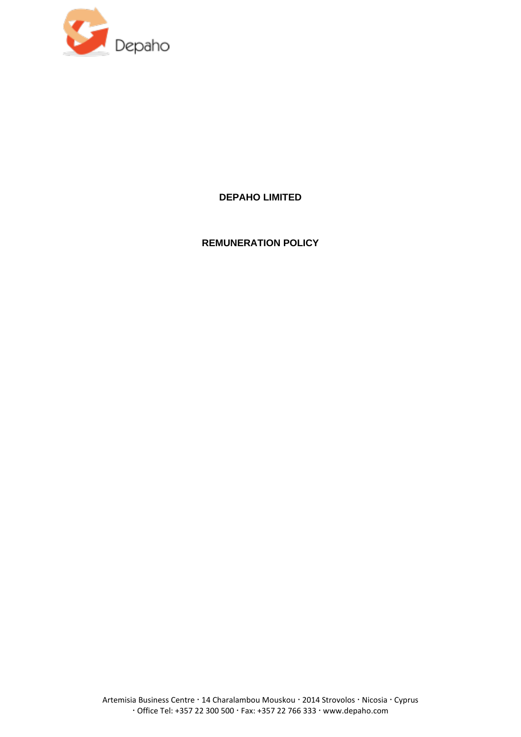# DEPAHO LIMITED

## REMUNERATION POLICY

Artemisia Business Centre · 14 Charalambou Mouskou · 2014 Strovolos · Nicosia · Cyprus · Office Tel: +357 22 300 500 · Fax: +357 22 766 333 · www.depaho.com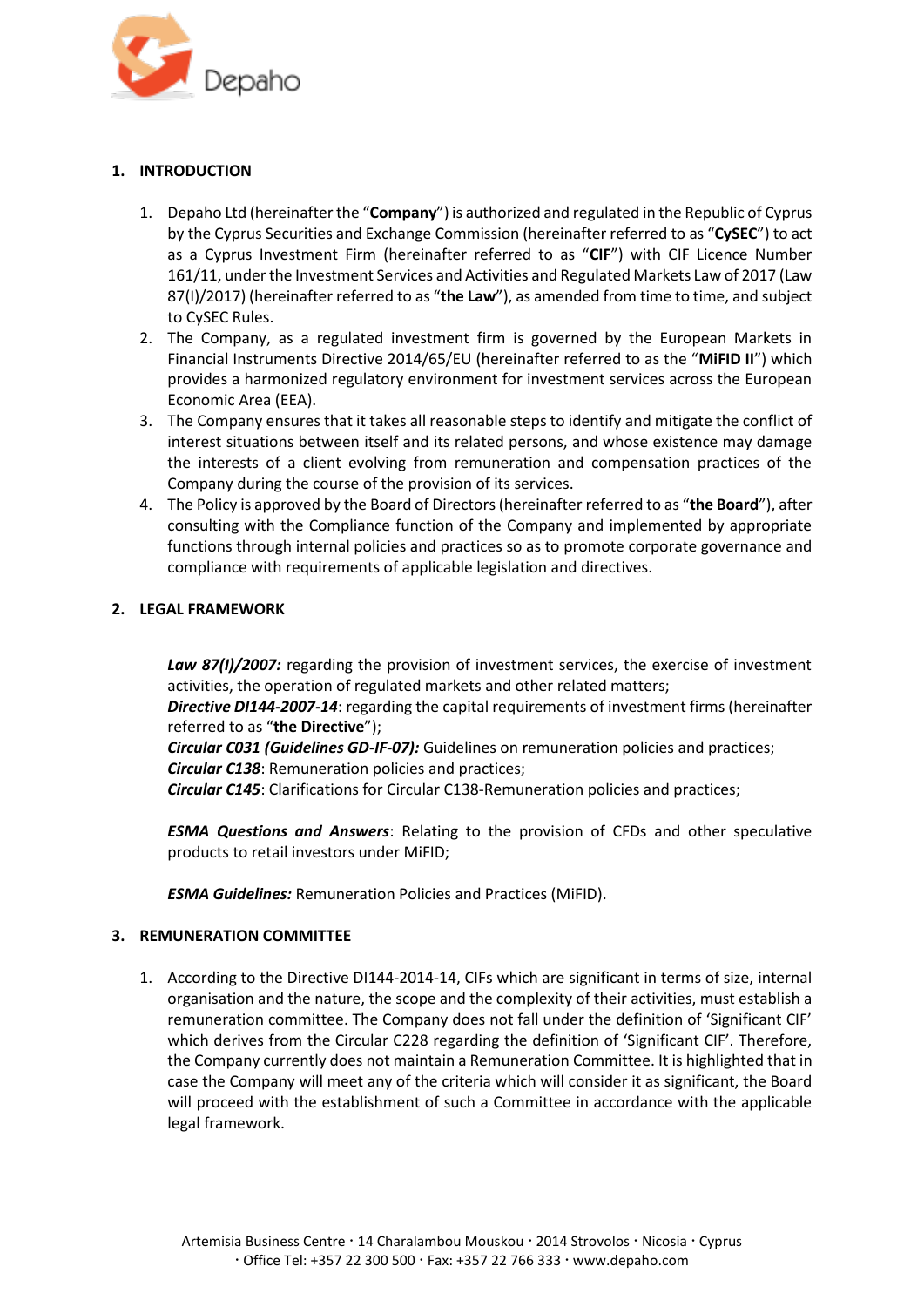## 1. INTRODUCTION

1. Depaho Ltd (hereinafter the "**Company**") is authorized and regulated in the Republic of Cyprus by the Cyprus Securities and Exchange Commission (hereinafter referred to as "**CySEC**") to act as a Cyprus Investment Firm (hereinafter referred to as "**CIF**") with CIF Licence Number 161/11, under the Investment Services and Activities and Regulated Markets Law of 2017 (Law 87(I)/2017) (hereinafter referred to as "**the Law**"), as amended from time to time, and subject to CySEC Rules.
2. The Company, as a regulated investment firm is governed by the European Markets in Financial Instruments Directive 2014/65/EU (hereinafter referred to as the "**MiFID II**") which provides a harmonized regulatory environment for investment services across the European Economic Area (EEA).
3. The Company ensures that it takes all reasonable steps to identify and mitigate the conflict of interest situations between itself and its related persons, and whose existence may damage the interests of a client evolving from remuneration and compensation practices of the Company during the course of the provision of its services.
4. The Policy is approved by the Board of Directors (hereinafter referred to as "**the Board**"), after consulting with the Compliance function of the Company and implemented by appropriate functions through internal policies and practices so as to promote corporate governance and compliance with requirements of applicable legislation and directives.

## 2. LEGAL FRAMEWORK

***Law 87(I)/2007:*** regarding the provision of investment services, the exercise of investment activities, the operation of regulated markets and other related matters;
***Directive DI144-2007-14***: regarding the capital requirements of investment firms (hereinafter referred to as "**the Directive**");
***Circular C031 (Guidelines GD-IF-07):*** Guidelines on remuneration policies and practices;
***Circular C138***: Remuneration policies and practices;
***Circular C145***: Clarifications for Circular C138-Remuneration policies and practices;

***ESMA Questions and Answers***: Relating to the provision of CFDs and other speculative products to retail investors under MiFID;

***ESMA Guidelines:*** Remuneration Policies and Practices (MiFID).

## 3. REMUNERATION COMMITTEE

1. According to the Directive DI144-2014-14, CIFs which are significant in terms of size, internal organisation and the nature, the scope and the complexity of their activities, must establish a remuneration committee. The Company does not fall under the definition of 'Significant CIF' which derives from the Circular C228 regarding the definition of 'Significant CIF'. Therefore, the Company currently does not maintain a Remuneration Committee. It is highlighted that in case the Company will meet any of the criteria which will consider it as significant, the Board will proceed with the establishment of such a Committee in accordance with the applicable legal framework.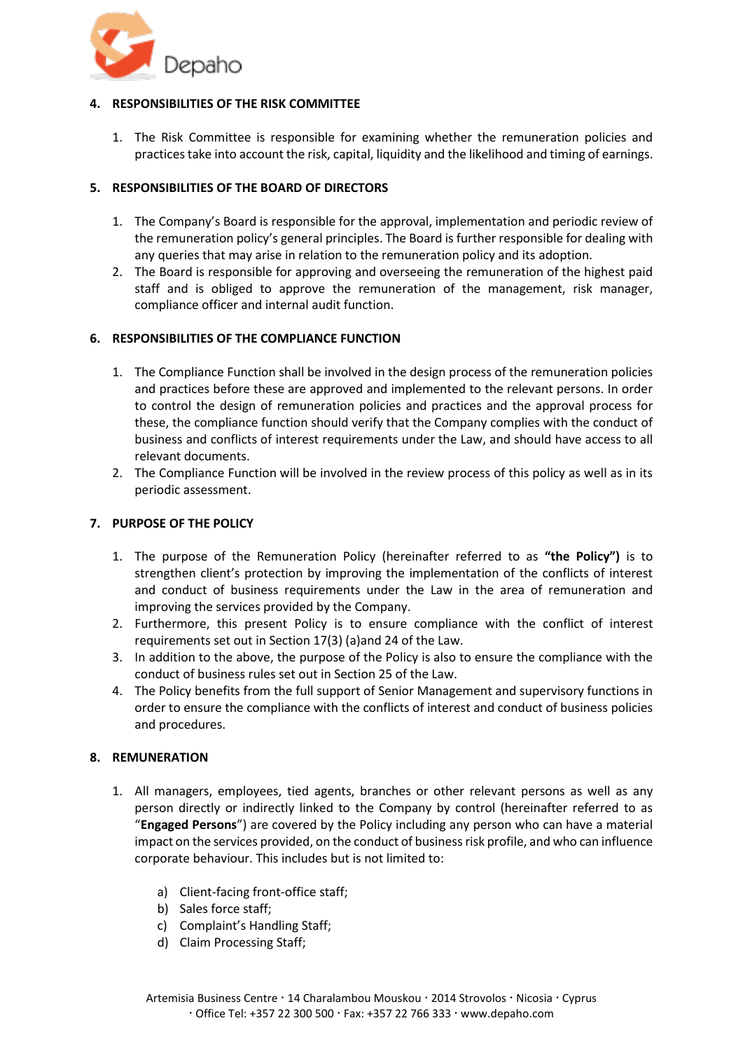## 4. RESPONSIBILITIES OF THE RISK COMMITTEE

1. The Risk Committee is responsible for examining whether the remuneration policies and practices take into account the risk, capital, liquidity and the likelihood and timing of earnings.

## 5. RESPONSIBILITIES OF THE BOARD OF DIRECTORS

1. The Company's Board is responsible for the approval, implementation and periodic review of the remuneration policy's general principles. The Board is further responsible for dealing with any queries that may arise in relation to the remuneration policy and its adoption.
2. The Board is responsible for approving and overseeing the remuneration of the highest paid staff and is obliged to approve the remuneration of the management, risk manager, compliance officer and internal audit function.

## 6. RESPONSIBILITIES OF THE COMPLIANCE FUNCTION

1. The Compliance Function shall be involved in the design process of the remuneration policies and practices before these are approved and implemented to the relevant persons. In order to control the design of remuneration policies and practices and the approval process for these, the compliance function should verify that the Company complies with the conduct of business and conflicts of interest requirements under the Law, and should have access to all relevant documents.
2. The Compliance Function will be involved in the review process of this policy as well as in its periodic assessment.

## 7. PURPOSE OF THE POLICY

1. The purpose of the Remuneration Policy (hereinafter referred to as **"the Policy")** is to strengthen client's protection by improving the implementation of the conflicts of interest and conduct of business requirements under the Law in the area of remuneration and improving the services provided by the Company.
2. Furthermore, this present Policy is to ensure compliance with the conflict of interest requirements set out in Section 17(3) (a)and 24 of the Law.
3. In addition to the above, the purpose of the Policy is also to ensure the compliance with the conduct of business rules set out in Section 25 of the Law.
4. The Policy benefits from the full support of Senior Management and supervisory functions in order to ensure the compliance with the conflicts of interest and conduct of business policies and procedures.

## 8. REMUNERATION

1. All managers, employees, tied agents, branches or other relevant persons as well as any person directly or indirectly linked to the Company by control (hereinafter referred to as "**Engaged Persons**") are covered by the Policy including any person who can have a material impact on the services provided, on the conduct of business risk profile, and who can influence corporate behaviour. This includes but is not limited to:

   a) Client-facing front-office staff;
   b) Sales force staff;
   c) Complaint's Handling Staff;
   d) Claim Processing Staff;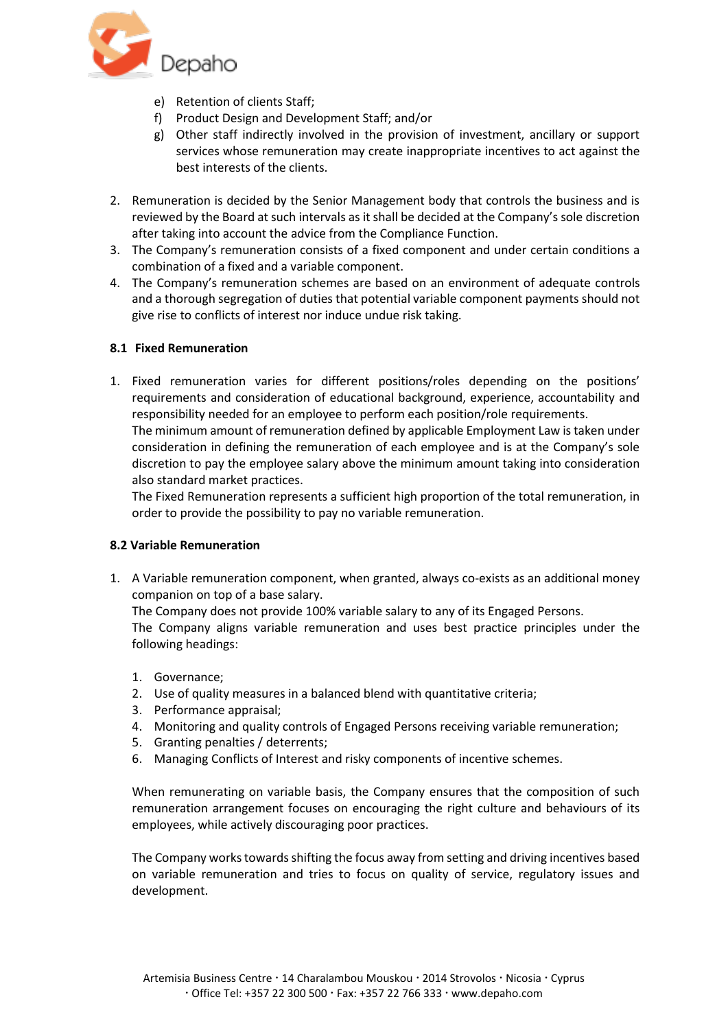e) Retention of clients Staff;
f) Product Design and Development Staff; and/or
g) Other staff indirectly involved in the provision of investment, ancillary or support services whose remuneration may create inappropriate incentives to act against the best interests of the clients.

2. Remuneration is decided by the Senior Management body that controls the business and is reviewed by the Board at such intervals as it shall be decided at the Company's sole discretion after taking into account the advice from the Compliance Function.
3. The Company's remuneration consists of a fixed component and under certain conditions a combination of a fixed and a variable component.
4. The Company's remuneration schemes are based on an environment of adequate controls and a thorough segregation of duties that potential variable component payments should not give rise to conflicts of interest nor induce undue risk taking.

### 8.1 Fixed Remuneration

1. Fixed remuneration varies for different positions/roles depending on the positions' requirements and consideration of educational background, experience, accountability and responsibility needed for an employee to perform each position/role requirements.
   The minimum amount of remuneration defined by applicable Employment Law is taken under consideration in defining the remuneration of each employee and is at the Company's sole discretion to pay the employee salary above the minimum amount taking into consideration also standard market practices.
   The Fixed Remuneration represents a sufficient high proportion of the total remuneration, in order to provide the possibility to pay no variable remuneration.

### 8.2 Variable Remuneration

1. A Variable remuneration component, when granted, always co-exists as an additional money companion on top of a base salary.
   The Company does not provide 100% variable salary to any of its Engaged Persons.
   The Company aligns variable remuneration and uses best practice principles under the following headings:

   1. Governance;
   2. Use of quality measures in a balanced blend with quantitative criteria;
   3. Performance appraisal;
   4. Monitoring and quality controls of Engaged Persons receiving variable remuneration;
   5. Granting penalties / deterrents;
   6. Managing Conflicts of Interest and risky components of incentive schemes.

   When remunerating on variable basis, the Company ensures that the composition of such remuneration arrangement focuses on encouraging the right culture and behaviours of its employees, while actively discouraging poor practices.

   The Company works towards shifting the focus away from setting and driving incentives based on variable remuneration and tries to focus on quality of service, regulatory issues and development.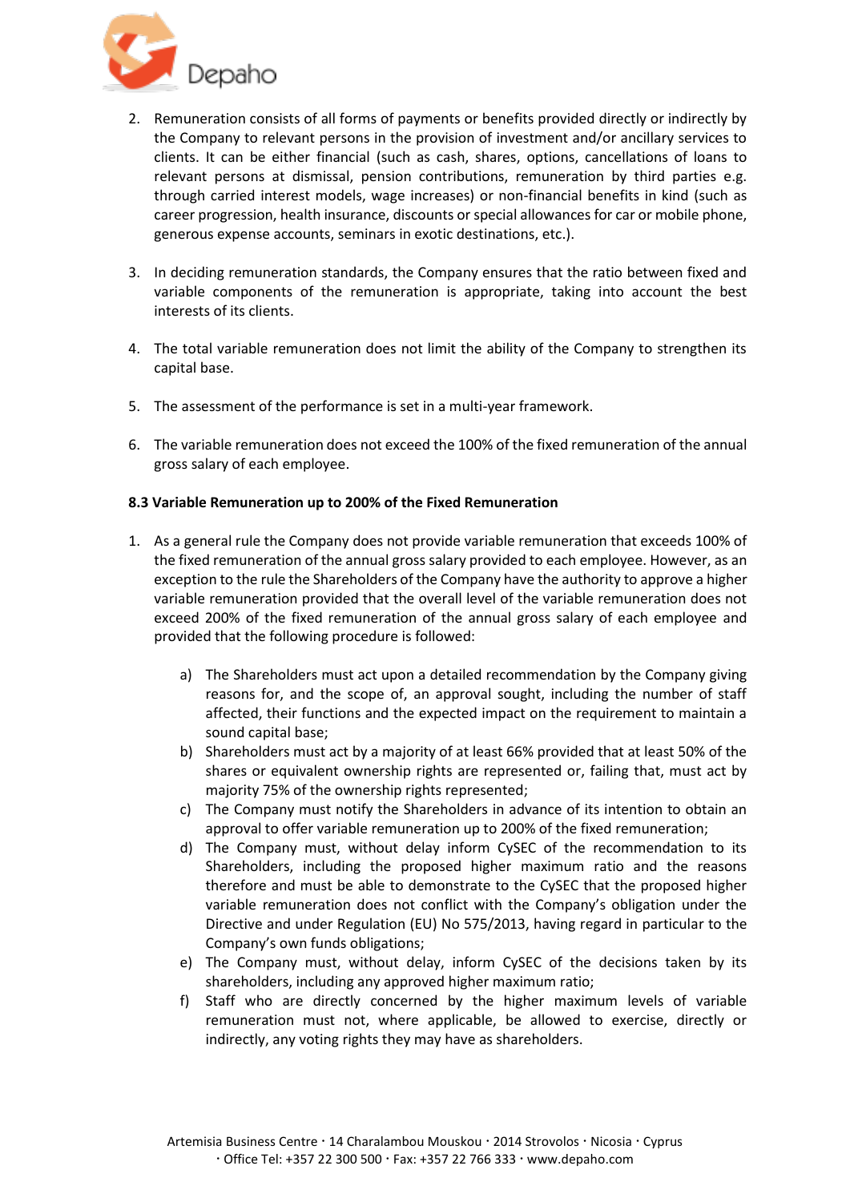2. Remuneration consists of all forms of payments or benefits provided directly or indirectly by the Company to relevant persons in the provision of investment and/or ancillary services to clients. It can be either financial (such as cash, shares, options, cancellations of loans to relevant persons at dismissal, pension contributions, remuneration by third parties e.g. through carried interest models, wage increases) or non-financial benefits in kind (such as career progression, health insurance, discounts or special allowances for car or mobile phone, generous expense accounts, seminars in exotic destinations, etc.).

3. In deciding remuneration standards, the Company ensures that the ratio between fixed and variable components of the remuneration is appropriate, taking into account the best interests of its clients.

4. The total variable remuneration does not limit the ability of the Company to strengthen its capital base.

5. The assessment of the performance is set in a multi-year framework.

6. The variable remuneration does not exceed the 100% of the fixed remuneration of the annual gross salary of each employee.

**8.3 Variable Remuneration up to 200% of the Fixed Remuneration**

1. As a general rule the Company does not provide variable remuneration that exceeds 100% of the fixed remuneration of the annual gross salary provided to each employee. However, as an exception to the rule the Shareholders of the Company have the authority to approve a higher variable remuneration provided that the overall level of the variable remuneration does not exceed 200% of the fixed remuneration of the annual gross salary of each employee and provided that the following procedure is followed:

    a) The Shareholders must act upon a detailed recommendation by the Company giving reasons for, and the scope of, an approval sought, including the number of staff affected, their functions and the expected impact on the requirement to maintain a sound capital base;
    b) Shareholders must act by a majority of at least 66% provided that at least 50% of the shares or equivalent ownership rights are represented or, failing that, must act by majority 75% of the ownership rights represented;
    c) The Company must notify the Shareholders in advance of its intention to obtain an approval to offer variable remuneration up to 200% of the fixed remuneration;
    d) The Company must, without delay inform CySEC of the recommendation to its Shareholders, including the proposed higher maximum ratio and the reasons therefore and must be able to demonstrate to the CySEC that the proposed higher variable remuneration does not conflict with the Company's obligation under the Directive and under Regulation (EU) No 575/2013, having regard in particular to the Company's own funds obligations;
    e) The Company must, without delay, inform CySEC of the decisions taken by its shareholders, including any approved higher maximum ratio;
    f) Staff who are directly concerned by the higher maximum levels of variable remuneration must not, where applicable, be allowed to exercise, directly or indirectly, any voting rights they may have as shareholders.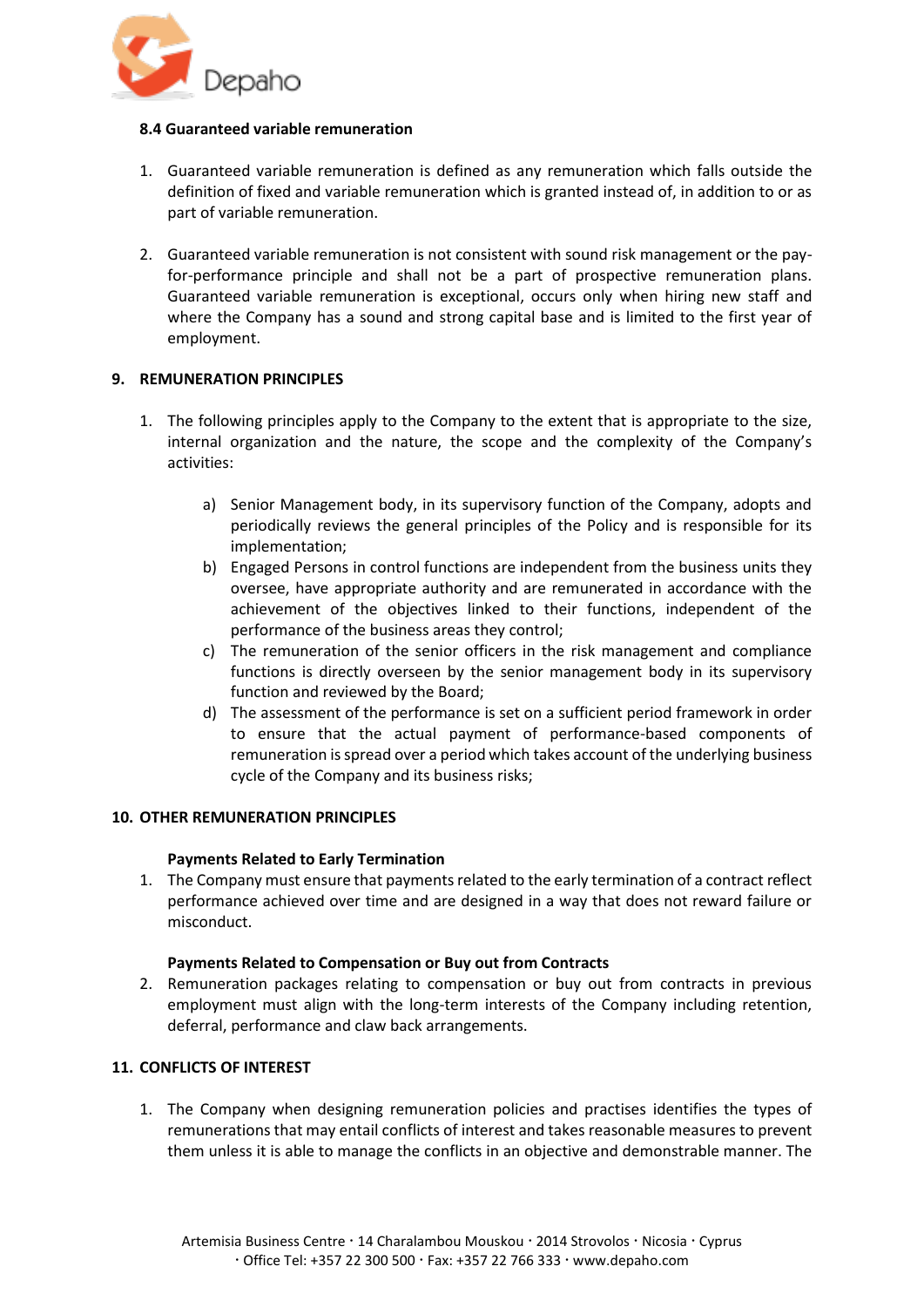### 8.4 Guaranteed variable remuneration

1. Guaranteed variable remuneration is defined as any remuneration which falls outside the definition of fixed and variable remuneration which is granted instead of, in addition to or as part of variable remuneration.

2. Guaranteed variable remuneration is not consistent with sound risk management or the pay-for-performance principle and shall not be a part of prospective remuneration plans. Guaranteed variable remuneration is exceptional, occurs only when hiring new staff and where the Company has a sound and strong capital base and is limited to the first year of employment.

## 9. REMUNERATION PRINCIPLES

1. The following principles apply to the Company to the extent that is appropriate to the size, internal organization and the nature, the scope and the complexity of the Company's activities:

   a) Senior Management body, in its supervisory function of the Company, adopts and periodically reviews the general principles of the Policy and is responsible for its implementation;
   b) Engaged Persons in control functions are independent from the business units they oversee, have appropriate authority and are remunerated in accordance with the achievement of the objectives linked to their functions, independent of the performance of the business areas they control;
   c) The remuneration of the senior officers in the risk management and compliance functions is directly overseen by the senior management body in its supervisory function and reviewed by the Board;
   d) The assessment of the performance is set on a sufficient period framework in order to ensure that the actual payment of performance-based components of remuneration is spread over a period which takes account of the underlying business cycle of the Company and its business risks;

## 10. OTHER REMUNERATION PRINCIPLES

**Payments Related to Early Termination**

1. The Company must ensure that payments related to the early termination of a contract reflect performance achieved over time and are designed in a way that does not reward failure or misconduct.

**Payments Related to Compensation or Buy out from Contracts**

2. Remuneration packages relating to compensation or buy out from contracts in previous employment must align with the long-term interests of the Company including retention, deferral, performance and claw back arrangements.

## 11. CONFLICTS OF INTEREST

1. The Company when designing remuneration policies and practises identifies the types of remunerations that may entail conflicts of interest and takes reasonable measures to prevent them unless it is able to manage the conflicts in an objective and demonstrable manner. The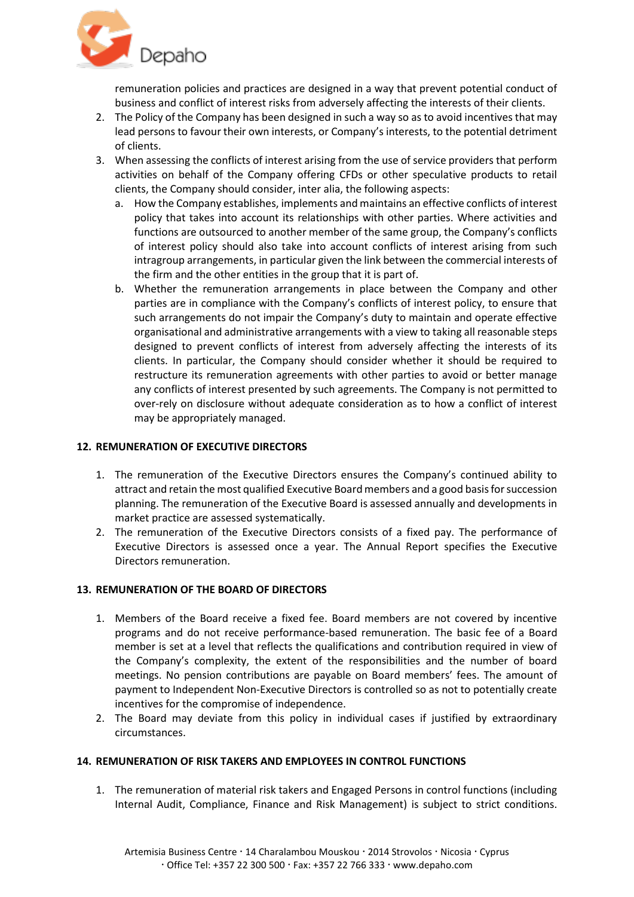remuneration policies and practices are designed in a way that prevent potential conduct of business and conflict of interest risks from adversely affecting the interests of their clients.

2. The Policy of the Company has been designed in such a way so as to avoid incentives that may lead persons to favour their own interests, or Company's interests, to the potential detriment of clients.
3. When assessing the conflicts of interest arising from the use of service providers that perform activities on behalf of the Company offering CFDs or other speculative products to retail clients, the Company should consider, inter alia, the following aspects:
   a. How the Company establishes, implements and maintains an effective conflicts of interest policy that takes into account its relationships with other parties. Where activities and functions are outsourced to another member of the same group, the Company's conflicts of interest policy should also take into account conflicts of interest arising from such intragroup arrangements, in particular given the link between the commercial interests of the firm and the other entities in the group that it is part of.
   b. Whether the remuneration arrangements in place between the Company and other parties are in compliance with the Company's conflicts of interest policy, to ensure that such arrangements do not impair the Company's duty to maintain and operate effective organisational and administrative arrangements with a view to taking all reasonable steps designed to prevent conflicts of interest from adversely affecting the interests of its clients. In particular, the Company should consider whether it should be required to restructure its remuneration agreements with other parties to avoid or better manage any conflicts of interest presented by such agreements. The Company is not permitted to over-rely on disclosure without adequate consideration as to how a conflict of interest may be appropriately managed.

## 12. REMUNERATION OF EXECUTIVE DIRECTORS

1. The remuneration of the Executive Directors ensures the Company's continued ability to attract and retain the most qualified Executive Board members and a good basis for succession planning. The remuneration of the Executive Board is assessed annually and developments in market practice are assessed systematically.
2. The remuneration of the Executive Directors consists of a fixed pay. The performance of Executive Directors is assessed once a year. The Annual Report specifies the Executive Directors remuneration.

## 13. REMUNERATION OF THE BOARD OF DIRECTORS

1. Members of the Board receive a fixed fee. Board members are not covered by incentive programs and do not receive performance-based remuneration. The basic fee of a Board member is set at a level that reflects the qualifications and contribution required in view of the Company's complexity, the extent of the responsibilities and the number of board meetings. No pension contributions are payable on Board members' fees. The amount of payment to Independent Non-Executive Directors is controlled so as not to potentially create incentives for the compromise of independence.
2. The Board may deviate from this policy in individual cases if justified by extraordinary circumstances.

## 14. REMUNERATION OF RISK TAKERS AND EMPLOYEES IN CONTROL FUNCTIONS

1. The remuneration of material risk takers and Engaged Persons in control functions (including Internal Audit, Compliance, Finance and Risk Management) is subject to strict conditions.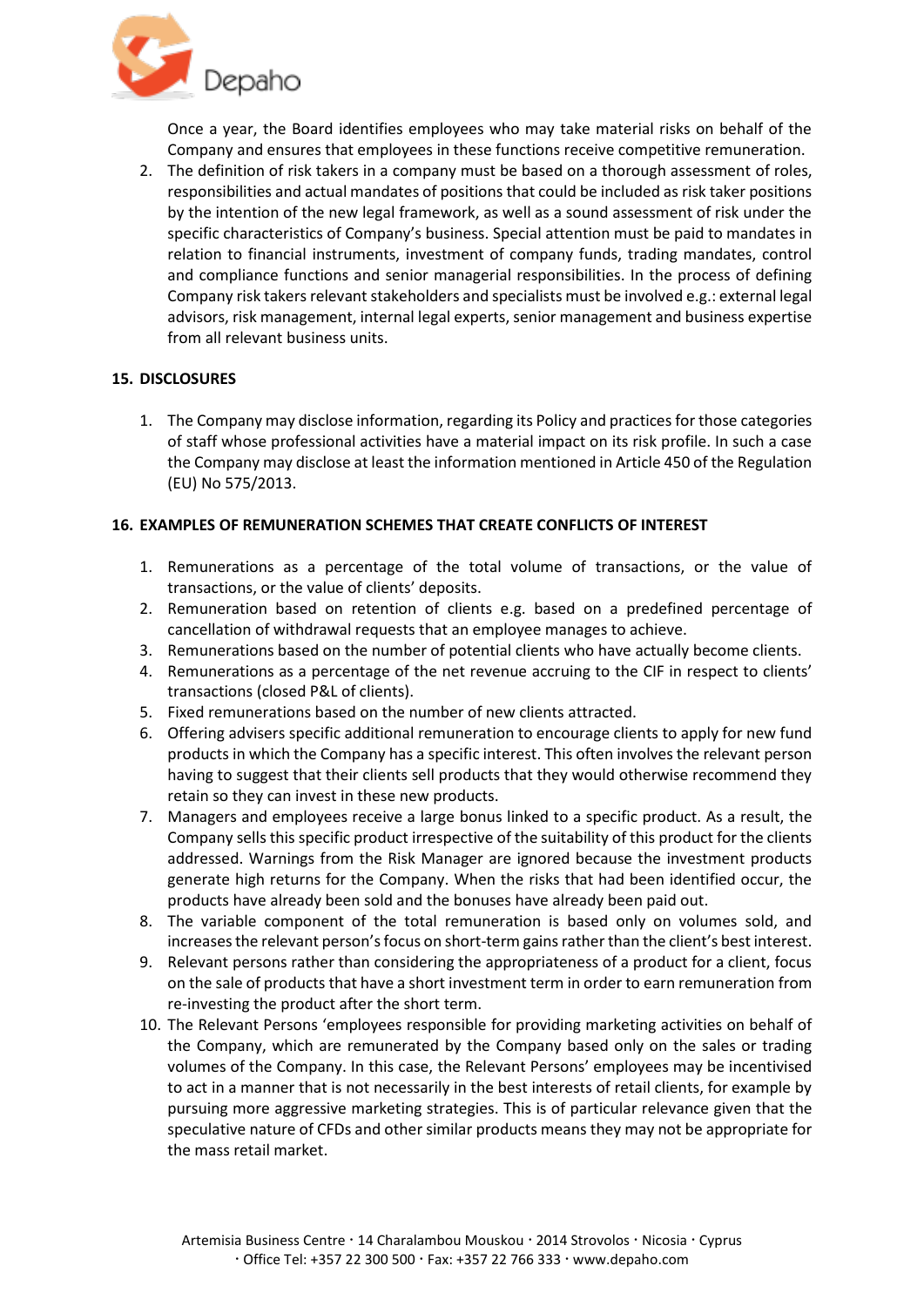Once a year, the Board identifies employees who may take material risks on behalf of the Company and ensures that employees in these functions receive competitive remuneration.

2. The definition of risk takers in a company must be based on a thorough assessment of roles, responsibilities and actual mandates of positions that could be included as risk taker positions by the intention of the new legal framework, as well as a sound assessment of risk under the specific characteristics of Company's business. Special attention must be paid to mandates in relation to financial instruments, investment of company funds, trading mandates, control and compliance functions and senior managerial responsibilities. In the process of defining Company risk takers relevant stakeholders and specialists must be involved e.g.: external legal advisors, risk management, internal legal experts, senior management and business expertise from all relevant business units.

## 15. DISCLOSURES

1. The Company may disclose information, regarding its Policy and practices for those categories of staff whose professional activities have a material impact on its risk profile. In such a case the Company may disclose at least the information mentioned in Article 450 of the Regulation (EU) No 575/2013.

## 16. EXAMPLES OF REMUNERATION SCHEMES THAT CREATE CONFLICTS OF INTEREST

1. Remunerations as a percentage of the total volume of transactions, or the value of transactions, or the value of clients' deposits.
2. Remuneration based on retention of clients e.g. based on a predefined percentage of cancellation of withdrawal requests that an employee manages to achieve.
3. Remunerations based on the number of potential clients who have actually become clients.
4. Remunerations as a percentage of the net revenue accruing to the CIF in respect to clients' transactions (closed P&L of clients).
5. Fixed remunerations based on the number of new clients attracted.
6. Offering advisers specific additional remuneration to encourage clients to apply for new fund products in which the Company has a specific interest. This often involves the relevant person having to suggest that their clients sell products that they would otherwise recommend they retain so they can invest in these new products.
7. Managers and employees receive a large bonus linked to a specific product. As a result, the Company sells this specific product irrespective of the suitability of this product for the clients addressed. Warnings from the Risk Manager are ignored because the investment products generate high returns for the Company. When the risks that had been identified occur, the products have already been sold and the bonuses have already been paid out.
8. The variable component of the total remuneration is based only on volumes sold, and increases the relevant person's focus on short-term gains rather than the client's best interest.
9. Relevant persons rather than considering the appropriateness of a product for a client, focus on the sale of products that have a short investment term in order to earn remuneration from re-investing the product after the short term.
10. The Relevant Persons 'employees responsible for providing marketing activities on behalf of the Company, which are remunerated by the Company based only on the sales or trading volumes of the Company. In this case, the Relevant Persons' employees may be incentivised to act in a manner that is not necessarily in the best interests of retail clients, for example by pursuing more aggressive marketing strategies. This is of particular relevance given that the speculative nature of CFDs and other similar products means they may not be appropriate for the mass retail market.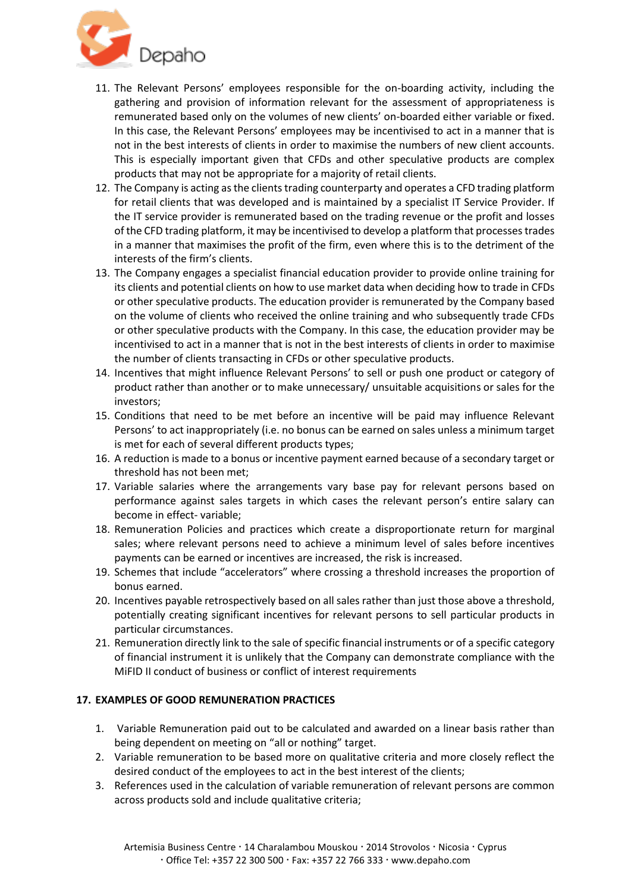11. The Relevant Persons' employees responsible for the on-boarding activity, including the gathering and provision of information relevant for the assessment of appropriateness is remunerated based only on the volumes of new clients' on-boarded either variable or fixed. In this case, the Relevant Persons' employees may be incentivised to act in a manner that is not in the best interests of clients in order to maximise the numbers of new client accounts. This is especially important given that CFDs and other speculative products are complex products that may not be appropriate for a majority of retail clients.
12. The Company is acting as the clients trading counterparty and operates a CFD trading platform for retail clients that was developed and is maintained by a specialist IT Service Provider. If the IT service provider is remunerated based on the trading revenue or the profit and losses of the CFD trading platform, it may be incentivised to develop a platform that processes trades in a manner that maximises the profit of the firm, even where this is to the detriment of the interests of the firm's clients.
13. The Company engages a specialist financial education provider to provide online training for its clients and potential clients on how to use market data when deciding how to trade in CFDs or other speculative products. The education provider is remunerated by the Company based on the volume of clients who received the online training and who subsequently trade CFDs or other speculative products with the Company. In this case, the education provider may be incentivised to act in a manner that is not in the best interests of clients in order to maximise the number of clients transacting in CFDs or other speculative products.
14. Incentives that might influence Relevant Persons' to sell or push one product or category of product rather than another or to make unnecessary/ unsuitable acquisitions or sales for the investors;
15. Conditions that need to be met before an incentive will be paid may influence Relevant Persons' to act inappropriately (i.e. no bonus can be earned on sales unless a minimum target is met for each of several different products types;
16. A reduction is made to a bonus or incentive payment earned because of a secondary target or threshold has not been met;
17. Variable salaries where the arrangements vary base pay for relevant persons based on performance against sales targets in which cases the relevant person's entire salary can become in effect- variable;
18. Remuneration Policies and practices which create a disproportionate return for marginal sales; where relevant persons need to achieve a minimum level of sales before incentives payments can be earned or incentives are increased, the risk is increased.
19. Schemes that include "accelerators" where crossing a threshold increases the proportion of bonus earned.
20. Incentives payable retrospectively based on all sales rather than just those above a threshold, potentially creating significant incentives for relevant persons to sell particular products in particular circumstances.
21. Remuneration directly link to the sale of specific financial instruments or of a specific category of financial instrument it is unlikely that the Company can demonstrate compliance with the MiFID II conduct of business or conflict of interest requirements

## 17. EXAMPLES OF GOOD REMUNERATION PRACTICES

1. Variable Remuneration paid out to be calculated and awarded on a linear basis rather than being dependent on meeting on "all or nothing" target.
2. Variable remuneration to be based more on qualitative criteria and more closely reflect the desired conduct of the employees to act in the best interest of the clients;
3. References used in the calculation of variable remuneration of relevant persons are common across products sold and include qualitative criteria;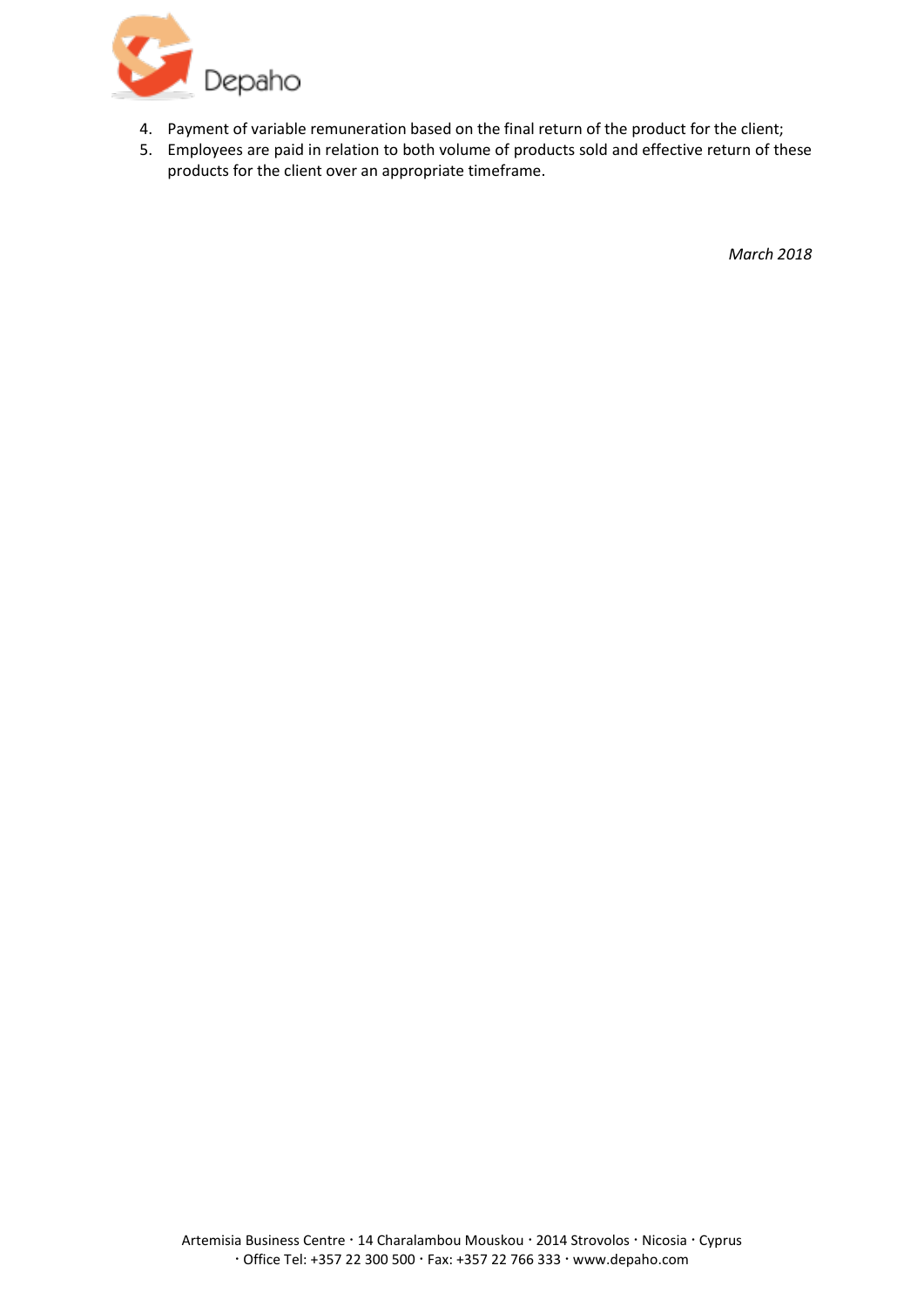4. Payment of variable remuneration based on the final return of the product for the client;
5. Employees are paid in relation to both volume of products sold and effective return of these products for the client over an appropriate timeframe.

*March 2018*